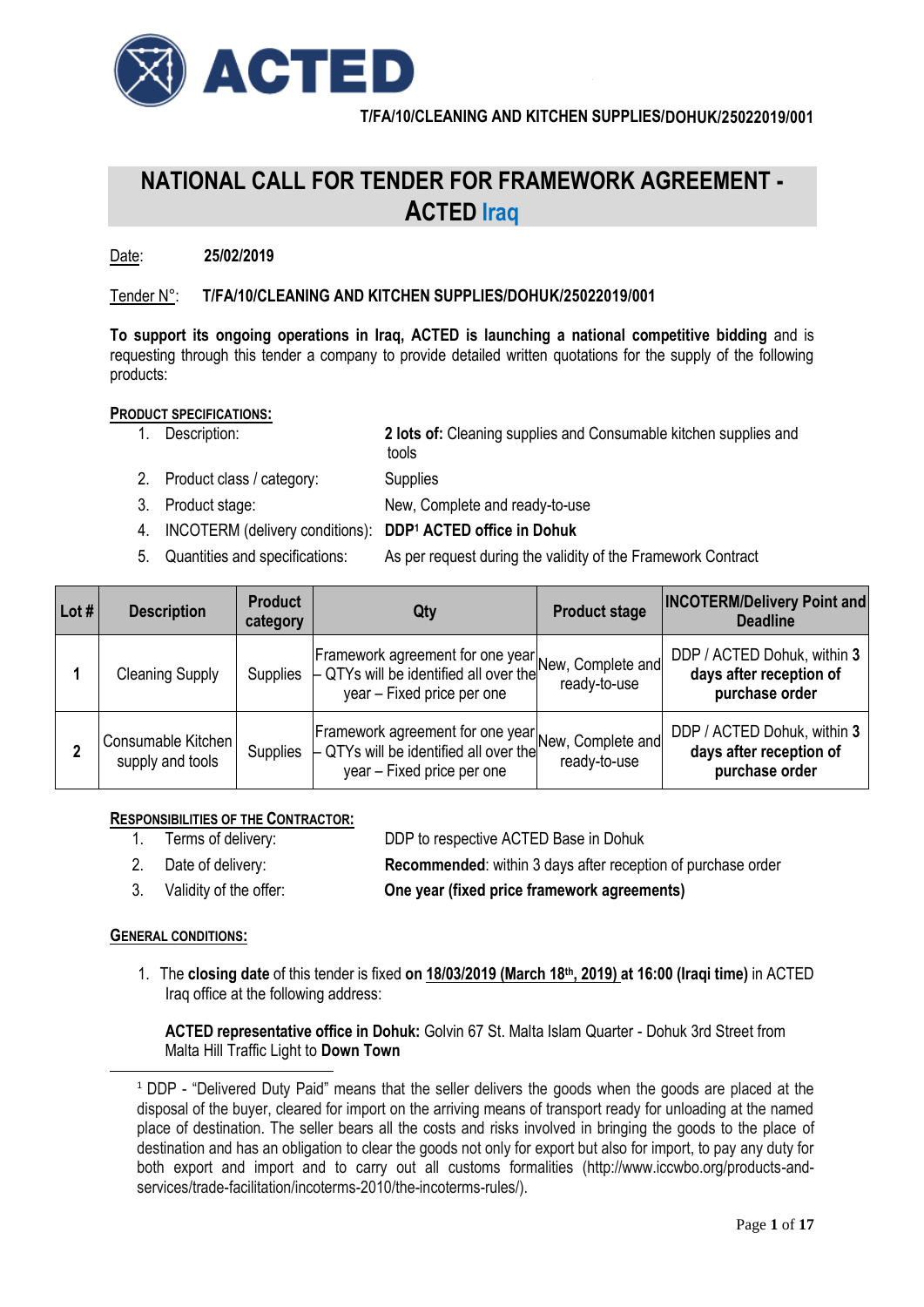T/FA/10/CLEANING AND KITCHEN SUPPLIES/DOHUK/25022019/001

# NATIONAL CALL FOR TENDER FOR FRAMEWORK AGREEMENT - ACTED Iraq

Date: **25/02/2019**

Tender N°: **T/FA/10/CLEANING AND KITCHEN SUPPLIES/DOHUK/25022019/001**

**To support its ongoing operations in Iraq, ACTED is launching a national competitive bidding** and is requesting through this tender a company to provide detailed written quotations for the supply of the following products:

**PRODUCT SPECIFICATIONS:**

1. Description: **2 lots of:** Cleaning supplies and Consumable kitchen supplies and tools
2. Product class / category: Supplies
3. Product stage: New, Complete and ready-to-use
4. INCOTERM (delivery conditions): **DDP[1] ACTED office in Dohuk**
5. Quantities and specifications: As per request during the validity of the Framework Contract

| Lot # | Description | Product category | Qty | Product stage | INCOTERM/Delivery Point and Deadline |
|---|---|---|---|---|---|
| **1** | Cleaning Supply | Supplies | Framework agreement for one year – QTYs will be identified all over the year – Fixed price per one | New, Complete and ready-to-use | DDP / ACTED Dohuk, within **3 days after reception of purchase order** |
| **2** | Consumable Kitchen supply and tools | Supplies | Framework agreement for one year – QTYs will be identified all over the year – Fixed price per one | New, Complete and ready-to-use | DDP / ACTED Dohuk, within **3 days after reception of purchase order** |

**RESPONSIBILITIES OF THE CONTRACTOR:**

1. Terms of delivery: DDP to respective ACTED Base in Dohuk
2. Date of delivery: **Recommended**: within 3 days after reception of purchase order
3. Validity of the offer: **One year (fixed price framework agreements)**

**GENERAL CONDITIONS:**

1. The **closing date** of this tender is fixed **on 18/03/2019 (March 18th, 2019) at 16:00 (Iraqi time)** in ACTED Iraq office at the following address:

   **ACTED representative office in Dohuk:** Golvin 67 St. Malta Islam Quarter - Dohuk 3rd Street from Malta Hill Traffic Light to **Down Town**

---

[1] DDP - "Delivered Duty Paid" means that the seller delivers the goods when the goods are placed at the disposal of the buyer, cleared for import on the arriving means of transport ready for unloading at the named place of destination. The seller bears all the costs and risks involved in bringing the goods to the place of destination and has an obligation to clear the goods not only for export but also for import, to pay any duty for both export and import and to carry out all customs formalities (http://www.iccwbo.org/products-and-services/trade-facilitation/incoterms-2010/the-incoterms-rules/).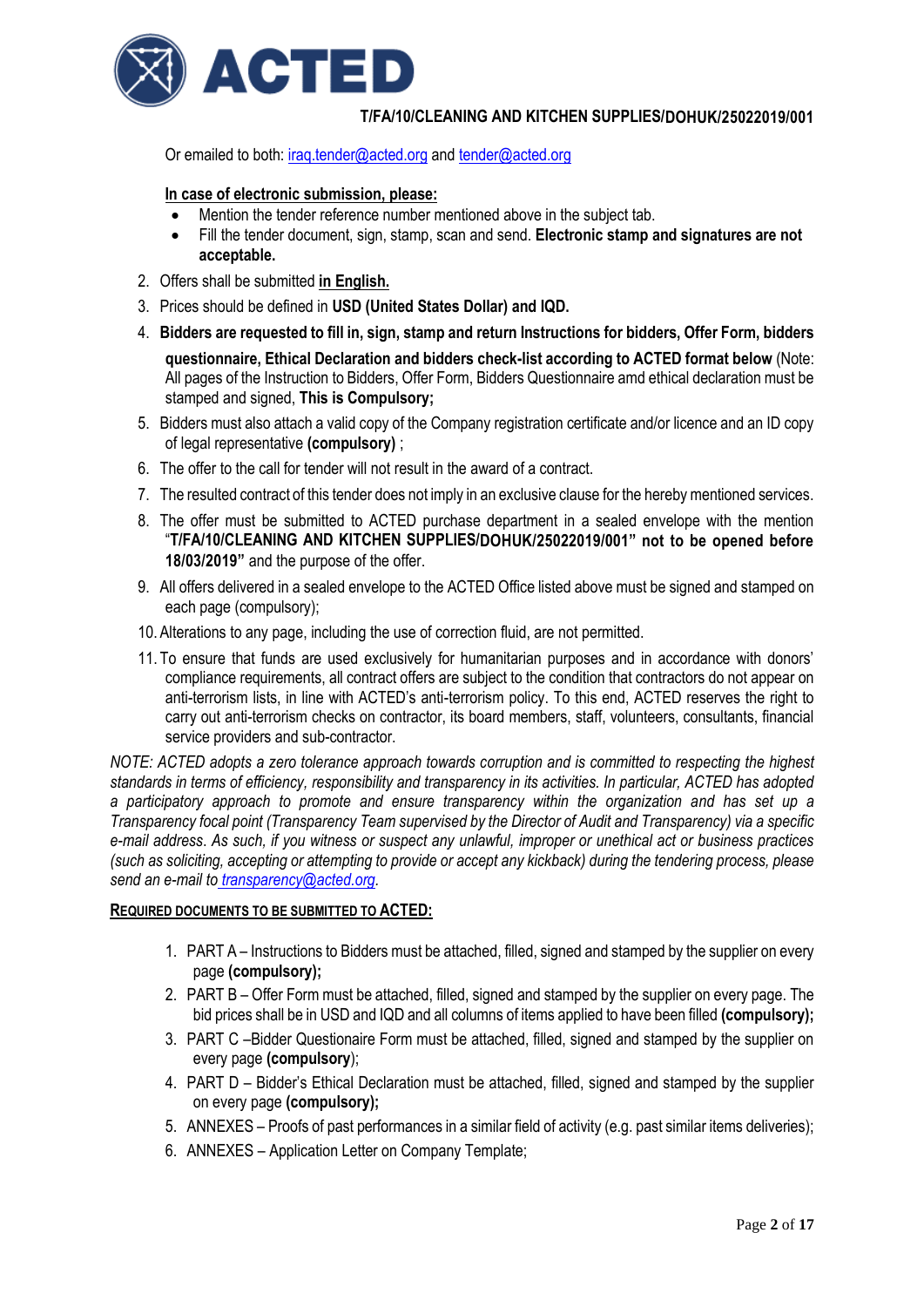Or emailed to both: iraq.tender@acted.org and tender@acted.org

**In case of electronic submission, please:**

- Mention the tender reference number mentioned above in the subject tab.
- Fill the tender document, sign, stamp, scan and send. **Electronic stamp and signatures are not acceptable.**

2. Offers shall be submitted **in English.**
3. Prices should be defined in **USD (United States Dollar) and IQD.**
4. **Bidders are requested to fill in, sign, stamp and return Instructions for bidders, Offer Form, bidders questionnaire, Ethical Declaration and bidders check-list according to ACTED format below** (Note: All pages of the Instruction to Bidders, Offer Form, Bidders Questionnaire amd ethical declaration must be stamped and signed, **This is Compulsory;**
5. Bidders must also attach a valid copy of the Company registration certificate and/or licence and an ID copy of legal representative **(compulsory)** ;
6. The offer to the call for tender will not result in the award of a contract.
7. The resulted contract of this tender does not imply in an exclusive clause for the hereby mentioned services.
8. The offer must be submitted to ACTED purchase department in a sealed envelope with the mention "**T/FA/10/CLEANING AND KITCHEN SUPPLIES/DOHUK/25022019/001" not to be opened before 18/03/2019"** and the purpose of the offer.
9. All offers delivered in a sealed envelope to the ACTED Office listed above must be signed and stamped on each page (compulsory);
10. Alterations to any page, including the use of correction fluid, are not permitted.
11. To ensure that funds are used exclusively for humanitarian purposes and in accordance with donors' compliance requirements, all contract offers are subject to the condition that contractors do not appear on anti-terrorism lists, in line with ACTED's anti-terrorism policy. To this end, ACTED reserves the right to carry out anti-terrorism checks on contractor, its board members, staff, volunteers, consultants, financial service providers and sub-contractor.

*NOTE: ACTED adopts a zero tolerance approach towards corruption and is committed to respecting the highest standards in terms of efficiency, responsibility and transparency in its activities. In particular, ACTED has adopted a participatory approach to promote and ensure transparency within the organization and has set up a Transparency focal point (Transparency Team supervised by the Director of Audit and Transparency) via a specific e-mail address. As such, if you witness or suspect any unlawful, improper or unethical act or business practices (such as soliciting, accepting or attempting to provide or accept any kickback) during the tendering process, please send an e-mail to transparency@acted.org.*

**REQUIRED DOCUMENTS TO BE SUBMITTED TO ACTED:**

1. PART A – Instructions to Bidders must be attached, filled, signed and stamped by the supplier on every page **(compulsory);**
2. PART B – Offer Form must be attached, filled, signed and stamped by the supplier on every page. The bid prices shall be in USD and IQD and all columns of items applied to have been filled **(compulsory);**
3. PART C –Bidder Questionaire Form must be attached, filled, signed and stamped by the supplier on every page **(compulsory)**;
4. PART D – Bidder's Ethical Declaration must be attached, filled, signed and stamped by the supplier on every page **(compulsory);**
5. ANNEXES – Proofs of past performances in a similar field of activity (e.g. past similar items deliveries);
6. ANNEXES – Application Letter on Company Template;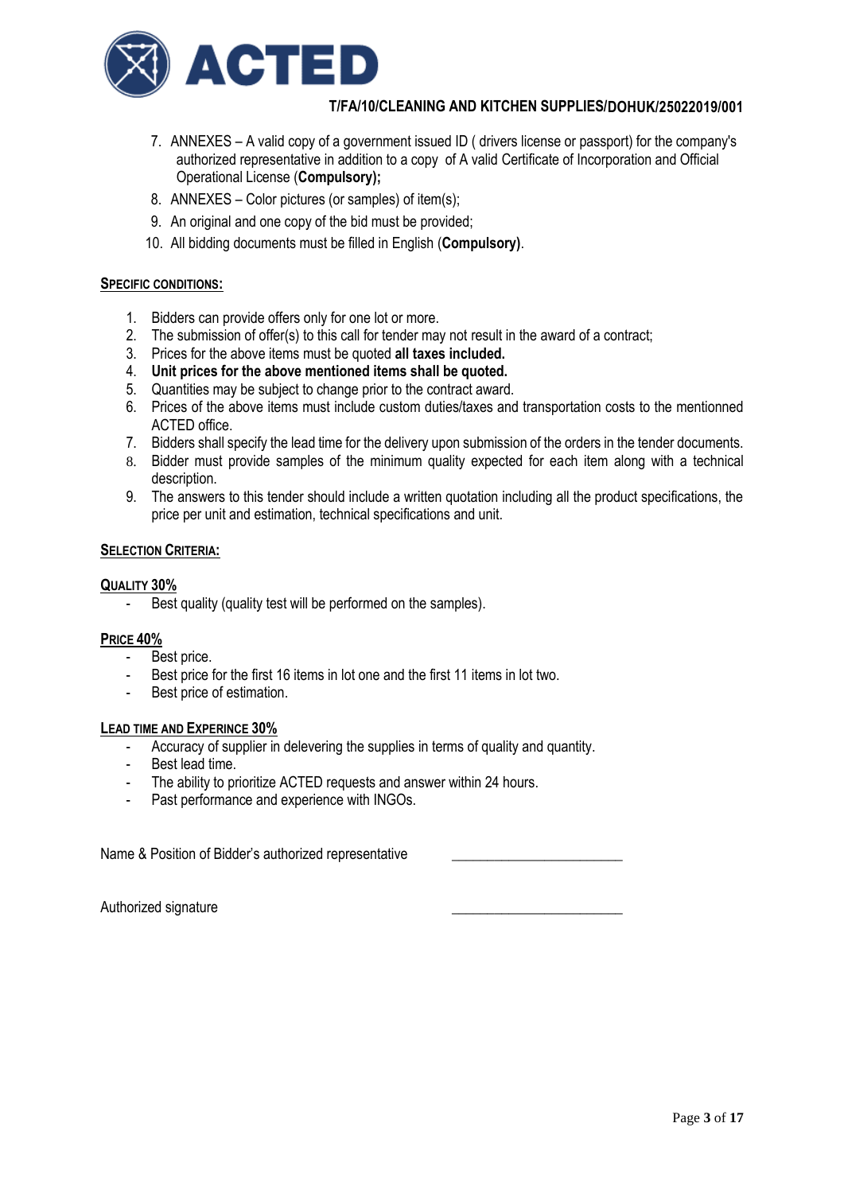7. ANNEXES – A valid copy of a government issued ID ( drivers license or passport) for the company's authorized representative in addition to a copy of A valid Certificate of Incorporation and Official Operational License (**Compulsory);**
8. ANNEXES – Color pictures (or samples) of item(s);
9. An original and one copy of the bid must be provided;
10. All bidding documents must be filled in English (**Compulsory)**.

## SPECIFIC CONDITIONS:

1. Bidders can provide offers only for one lot or more.
2. The submission of offer(s) to this call for tender may not result in the award of a contract;
3. Prices for the above items must be quoted **all taxes included.**
4. **Unit prices for the above mentioned items shall be quoted.**
5. Quantities may be subject to change prior to the contract award.
6. Prices of the above items must include custom duties/taxes and transportation costs to the mentionned ACTED office.
7. Bidders shall specify the lead time for the delivery upon submission of the orders in the tender documents.
8. Bidder must provide samples of the minimum quality expected for each item along with a technical description.
9. The answers to this tender should include a written quotation including all the product specifications, the price per unit and estimation, technical specifications and unit.

## SELECTION CRITERIA:

### QUALITY 30%

- Best quality (quality test will be performed on the samples).

### PRICE 40%

- Best price.
- Best price for the first 16 items in lot one and the first 11 items in lot two.
- Best price of estimation.

### LEAD TIME AND EXPERINCE 30%

- Accuracy of supplier in delevering the supplies in terms of quality and quantity.
- Best lead time.
- The ability to prioritize ACTED requests and answer within 24 hours.
- Past performance and experience with INGOs.

Name & Position of Bidder's authorized representative \_\_\_\_\_\_\_\_\_\_\_\_\_\_\_\_\_\_\_\_\_\_\_\_

Authorized signature \_\_\_\_\_\_\_\_\_\_\_\_\_\_\_\_\_\_\_\_\_\_\_\_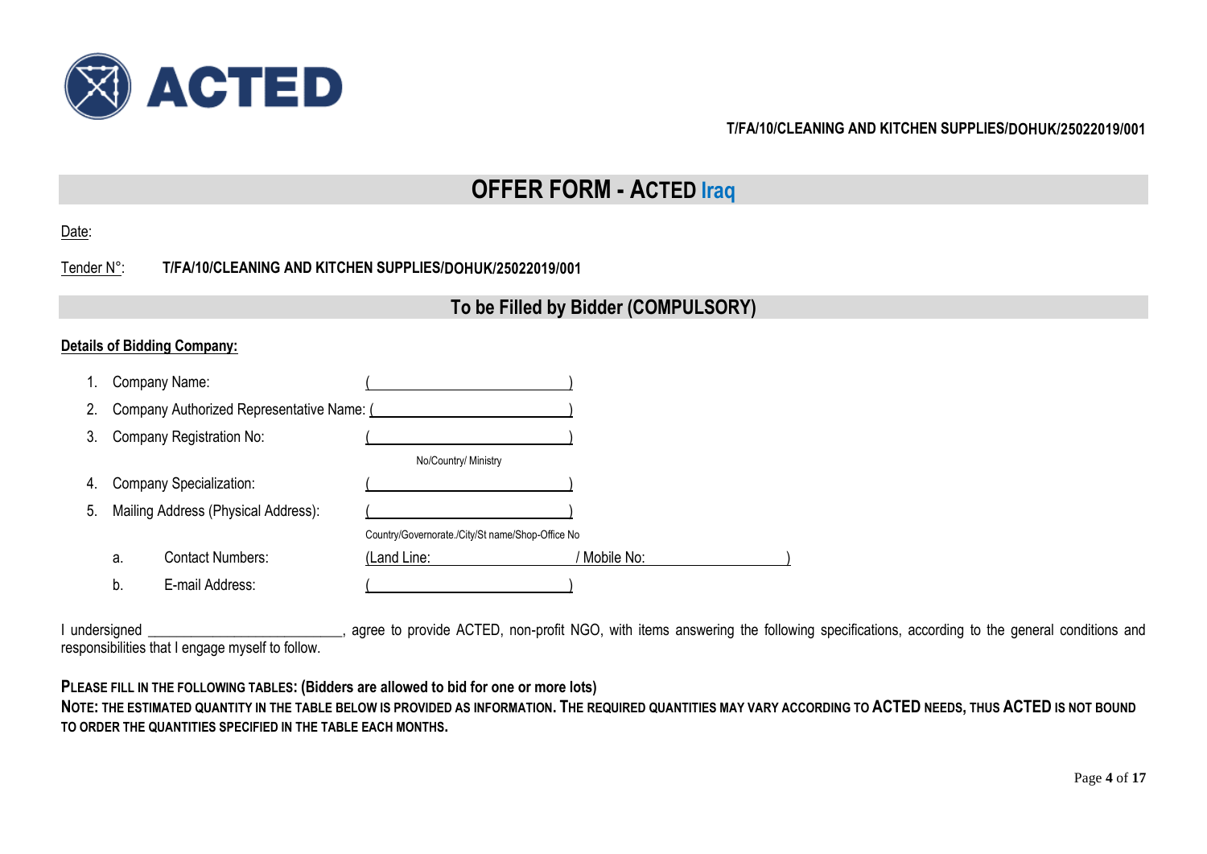T/FA/10/CLEANING AND KITCHEN SUPPLIES/DOHUK/25022019/001

# OFFER FORM - ACTED Iraq

Date:

Tender N°: **T/FA/10/CLEANING AND KITCHEN SUPPLIES/DOHUK/25022019/001**

## To be Filled by Bidder (COMPULSORY)

**Details of Bidding Company:**

1. Company Name: (\_\_\_\_\_\_\_\_\_\_\_\_\_\_\_\_\_\_\_\_\_\_\_\_\_\_\_\_)
2. Company Authorized Representative Name: (\_\_\_\_\_\_\_\_\_\_\_\_\_\_\_\_\_\_\_\_\_\_\_\_\_\_\_\_)
3. Company Registration No: (\_\_\_\_\_\_\_\_\_\_\_\_\_\_\_\_\_\_\_\_\_\_\_\_\_\_\_\_)
   No/Country/ Ministry
4. Company Specialization: (\_\_\_\_\_\_\_\_\_\_\_\_\_\_\_\_\_\_\_\_\_\_\_\_\_\_\_\_)
5. Mailing Address (Physical Address): (\_\_\_\_\_\_\_\_\_\_\_\_\_\_\_\_\_\_\_\_\_\_\_\_\_\_\_\_)
   Country/Governorate./City/St name/Shop-Office No
   a. Contact Numbers: (Land Line: \_\_\_\_\_\_\_\_\_\_\_\_\_\_\_\_ / Mobile No: \_\_\_\_\_\_\_\_\_\_\_\_\_\_\_\_)
   b. E-mail Address: (\_\_\_\_\_\_\_\_\_\_\_\_\_\_\_\_\_\_\_\_\_\_\_\_\_\_\_\_)

I undersigned \_\_\_\_\_\_\_\_\_\_\_\_\_\_\_\_\_\_\_\_\_\_\_\_\_\_, agree to provide ACTED, non-profit NGO, with items answering the following specifications, according to the general conditions and responsibilities that I engage myself to follow.

**PLEASE FILL IN THE FOLLOWING TABLES: (Bidders are allowed to bid for one or more lots)**
**NOTE: THE ESTIMATED QUANTITY IN THE TABLE BELOW IS PROVIDED AS INFORMATION. THE REQUIRED QUANTITIES MAY VARY ACCORDING TO ACTED NEEDS, THUS ACTED IS NOT BOUND TO ORDER THE QUANTITIES SPECIFIED IN THE TABLE EACH MONTHS.**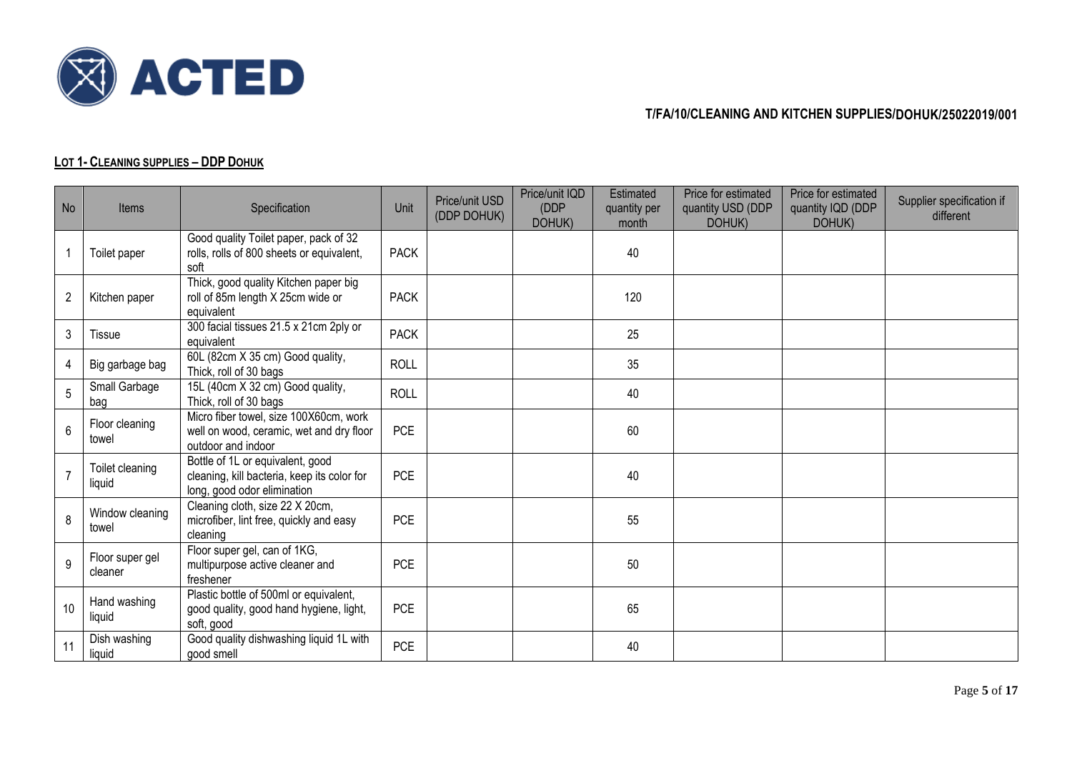**ACTED**

**T/FA/10/CLEANING AND KITCHEN SUPPLIES/DOHUK/25022019/001**

**LOT 1- CLEANING SUPPLIES – DDP DOHUK**

| No | Items | Specification | Unit | Price/unit USD (DDP DOHUK) | Price/unit IQD (DDP DOHUK) | Estimated quantity per month | Price for estimated quantity USD (DDP DOHUK) | Price for estimated quantity IQD (DDP DOHUK) | Supplier specification if different |
|---|---|---|---|---|---|---|---|---|---|
| 1 | Toilet paper | Good quality Toilet paper, pack of 32 rolls, rolls of 800 sheets or equivalent, soft | PACK | | | 40 | | | |
| 2 | Kitchen paper | Thick, good quality Kitchen paper big roll of 85m length X 25cm wide or equivalent | PACK | | | 120 | | | |
| 3 | Tissue | 300 facial tissues 21.5 x 21cm 2ply or equivalent | PACK | | | 25 | | | |
| 4 | Big garbage bag | 60L (82cm X 35 cm) Good quality, Thick, roll of 30 bags | ROLL | | | 35 | | | |
| 5 | Small Garbage bag | 15L (40cm X 32 cm) Good quality, Thick, roll of 30 bags | ROLL | | | 40 | | | |
| 6 | Floor cleaning towel | Micro fiber towel, size 100X60cm, work well on wood, ceramic, wet and dry floor outdoor and indoor | PCE | | | 60 | | | |
| 7 | Toilet cleaning liquid | Bottle of 1L or equivalent, good cleaning, kill bacteria, keep its color for long, good odor elimination | PCE | | | 40 | | | |
| 8 | Window cleaning towel | Cleaning cloth, size 22 X 20cm, microfiber, lint free, quickly and easy cleaning | PCE | | | 55 | | | |
| 9 | Floor super gel cleaner | Floor super gel, can of 1KG, multipurpose active cleaner and freshener | PCE | | | 50 | | | |
| 10 | Hand washing liquid | Plastic bottle of 500ml or equivalent, good quality, good hand hygiene, light, soft, good | PCE | | | 65 | | | |
| 11 | Dish washing liquid | Good quality dishwashing liquid 1L with good smell | PCE | | | 40 | | | |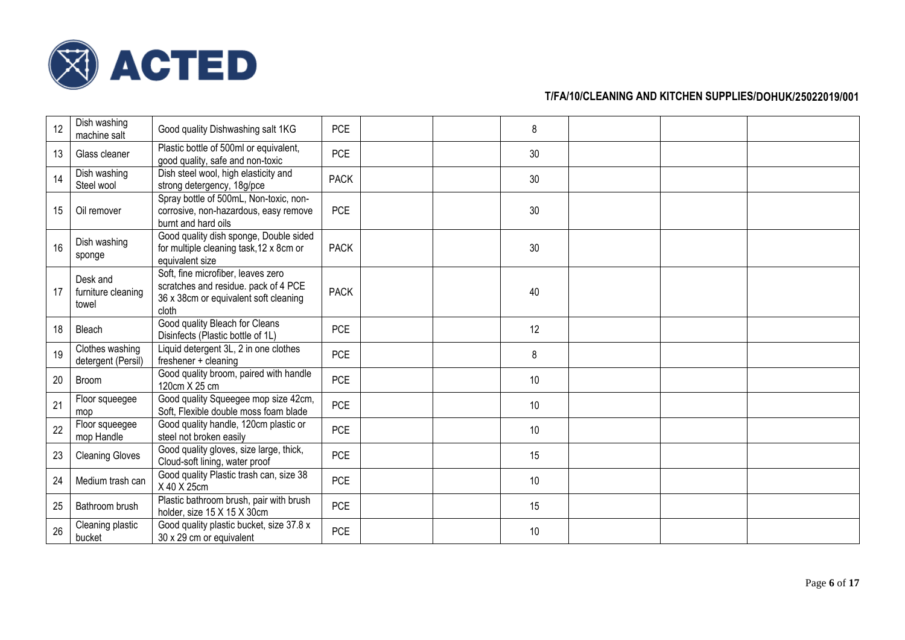T/FA/10/CLEANING AND KITCHEN SUPPLIES/DOHUK/25022019/001

| | | | | | | | | | |
|---|---|---|---|---|---|---|---|---|---|
| 12 | Dish washing machine salt | Good quality Dishwashing salt 1KG | PCE | | | 8 | | | |
| 13 | Glass cleaner | Plastic bottle of 500ml or equivalent, good quality, safe and non-toxic | PCE | | | 30 | | | |
| 14 | Dish washing Steel wool | Dish steel wool, high elasticity and strong detergency, 18g/pce | PACK | | | 30 | | | |
| 15 | Oil remover | Spray bottle of 500mL, Non-toxic, non-corrosive, non-hazardous, easy remove burnt and hard oils | PCE | | | 30 | | | |
| 16 | Dish washing sponge | Good quality dish sponge, Double sided for multiple cleaning task,12 x 8cm or equivalent size | PACK | | | 30 | | | |
| 17 | Desk and furniture cleaning towel | Soft, fine microfiber, leaves zero scratches and residue. pack of 4 PCE 36 x 38cm or equivalent soft cleaning cloth | PACK | | | 40 | | | |
| 18 | Bleach | Good quality Bleach for Cleans Disinfects (Plastic bottle of 1L) | PCE | | | 12 | | | |
| 19 | Clothes washing detergent (Persil) | Liquid detergent 3L, 2 in one clothes freshener + cleaning | PCE | | | 8 | | | |
| 20 | Broom | Good quality broom, paired with handle 120cm X 25 cm | PCE | | | 10 | | | |
| 21 | Floor squeegee mop | Good quality Squeegee mop size 42cm, Soft, Flexible double moss foam blade | PCE | | | 10 | | | |
| 22 | Floor squeegee mop Handle | Good quality handle, 120cm plastic or steel not broken easily | PCE | | | 10 | | | |
| 23 | Cleaning Gloves | Good quality gloves, size large, thick, Cloud-soft lining, water proof | PCE | | | 15 | | | |
| 24 | Medium trash can | Good quality Plastic trash can, size 38 X 40 X 25cm | PCE | | | 10 | | | |
| 25 | Bathroom brush | Plastic bathroom brush, pair with brush holder, size 15 X 15 X 30cm | PCE | | | 15 | | | |
| 26 | Cleaning plastic bucket | Good quality plastic bucket, size 37.8 x 30 x 29 cm or equivalent | PCE | | | 10 | | | |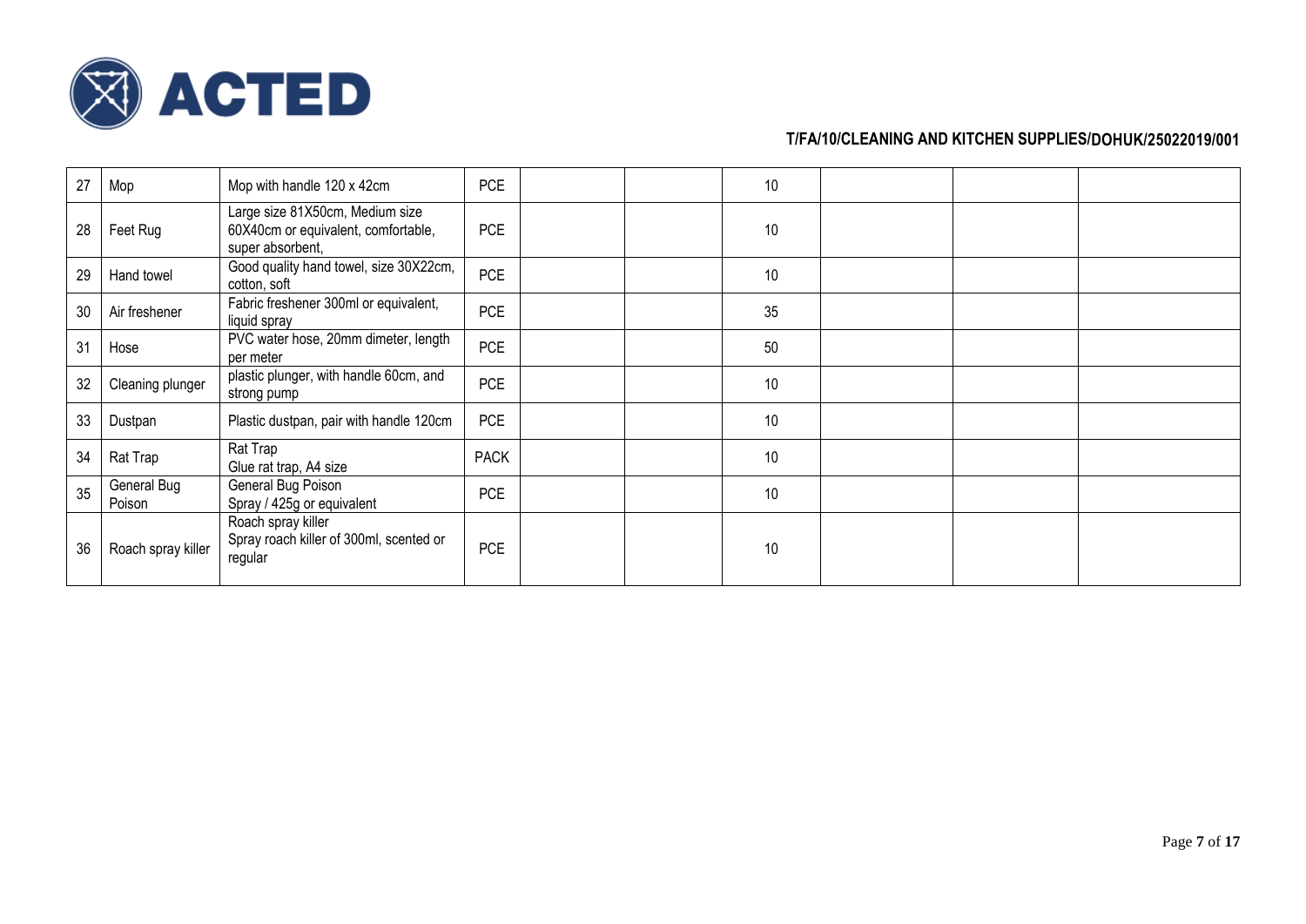**T/FA/10/CLEANING AND KITCHEN SUPPLIES/DOHUK/25022019/001**

| | | | | | | | | | |
|---|---|---|---|---|---|---|---|---|---|
| 27 | Mop | Mop with handle 120 x 42cm | PCE | | | 10 | | | |
| 28 | Feet Rug | Large size 81X50cm, Medium size 60X40cm or equivalent, comfortable, super absorbent, | PCE | | | 10 | | | |
| 29 | Hand towel | Good quality hand towel, size 30X22cm, cotton, soft | PCE | | | 10 | | | |
| 30 | Air freshener | Fabric freshener 300ml or equivalent, liquid spray | PCE | | | 35 | | | |
| 31 | Hose | PVC water hose, 20mm dimeter, length per meter | PCE | | | 50 | | | |
| 32 | Cleaning plunger | plastic plunger, with handle 60cm, and strong pump | PCE | | | 10 | | | |
| 33 | Dustpan | Plastic dustpan, pair with handle 120cm | PCE | | | 10 | | | |
| 34 | Rat Trap | Rat Trap<br>Glue rat trap, A4 size | PACK | | | 10 | | | |
| 35 | General Bug Poison | General Bug Poison<br>Spray / 425g or equivalent | PCE | | | 10 | | | |
| 36 | Roach spray killer | Roach spray killer<br>Spray roach killer of 300ml, scented or regular | PCE | | | 10 | | | |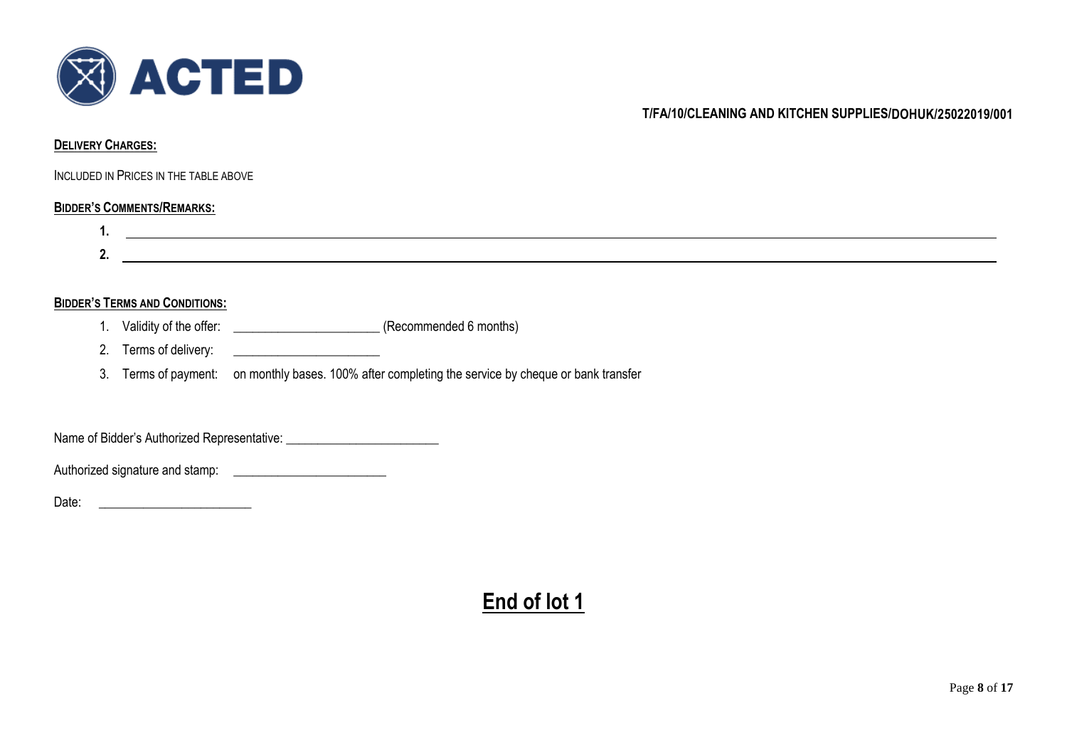**DELIVERY CHARGES:**

INCLUDED IN PRICES IN THE TABLE ABOVE

**BIDDER'S COMMENTS/REMARKS:**

1. ______________________________________________________________________
2. ______________________________________________________________________

**BIDDER'S TERMS AND CONDITIONS:**

1. Validity of the offer: ______________________ (Recommended 6 months)
2. Terms of delivery: ______________________
3. Terms of payment: on monthly bases. 100% after completing the service by cheque or bank transfer

Name of Bidder's Authorized Representative: ________________________

Authorized signature and stamp: ________________________

Date: ________________________

# End of lot 1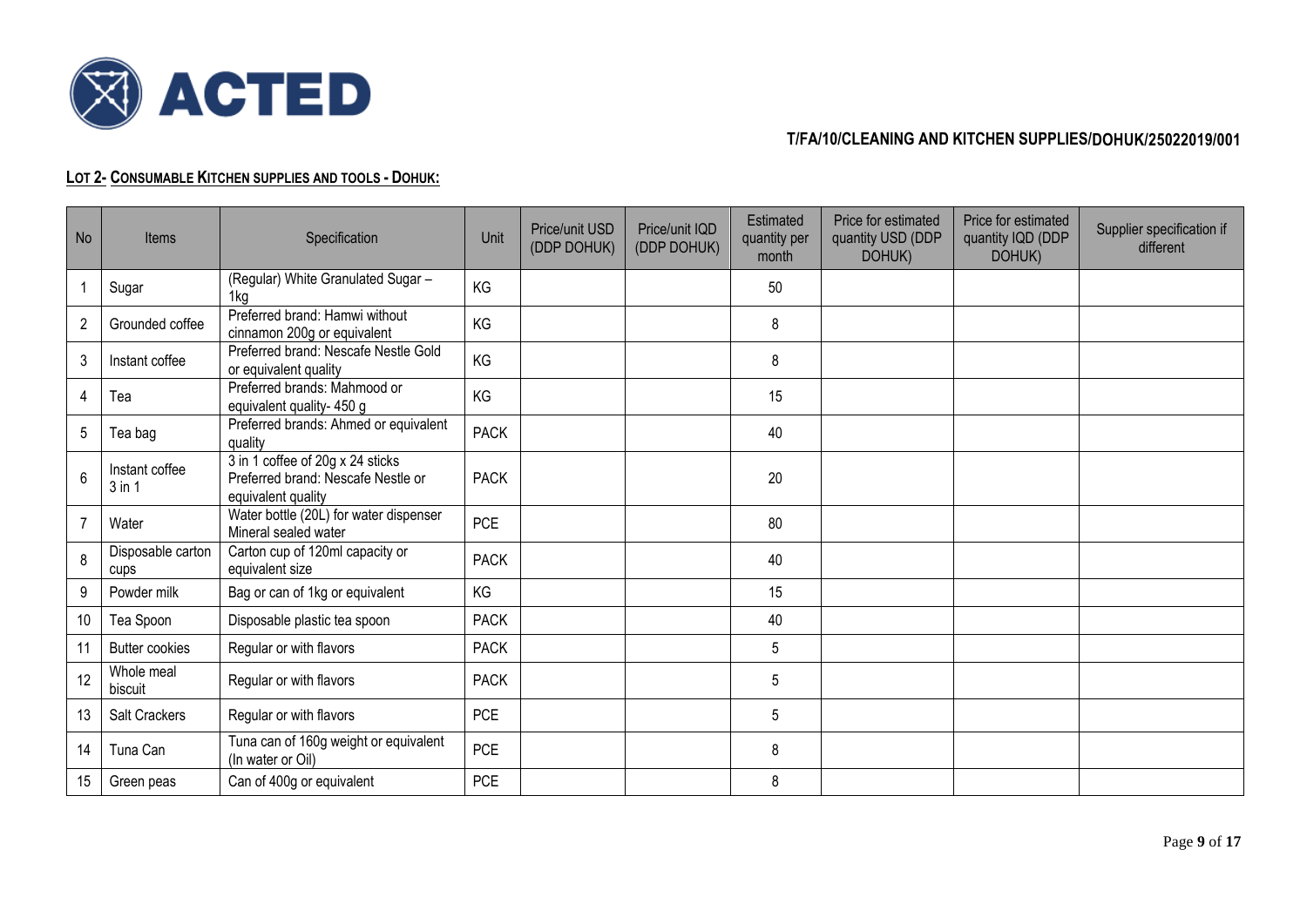**T/FA/10/CLEANING AND KITCHEN SUPPLIES/DOHUK/25022019/001**

## LOT 2- CONSUMABLE KITCHEN SUPPLIES AND TOOLS - DOHUK:

| No | Items | Specification | Unit | Price/unit USD (DDP DOHUK) | Price/unit IQD (DDP DOHUK) | Estimated quantity per month | Price for estimated quantity USD (DDP DOHUK) | Price for estimated quantity IQD (DDP DOHUK) | Supplier specification if different |
|---|---|---|---|---|---|---|---|---|---|
| 1 | Sugar | (Regular) White Granulated Sugar – 1kg | KG | | | 50 | | | |
| 2 | Grounded coffee | Preferred brand: Hamwi without cinnamon 200g or equivalent | KG | | | 8 | | | |
| 3 | Instant coffee | Preferred brand: Nescafe Nestle Gold or equivalent quality | KG | | | 8 | | | |
| 4 | Tea | Preferred brands: Mahmood or equivalent quality- 450 g | KG | | | 15 | | | |
| 5 | Tea bag | Preferred brands: Ahmed or equivalent quality | PACK | | | 40 | | | |
| 6 | Instant coffee 3 in 1 | 3 in 1 coffee of 20g x 24 sticks Preferred brand: Nescafe Nestle or equivalent quality | PACK | | | 20 | | | |
| 7 | Water | Water bottle (20L) for water dispenser Mineral sealed water | PCE | | | 80 | | | |
| 8 | Disposable carton cups | Carton cup of 120ml capacity or equivalent size | PACK | | | 40 | | | |
| 9 | Powder milk | Bag or can of 1kg or equivalent | KG | | | 15 | | | |
| 10 | Tea Spoon | Disposable plastic tea spoon | PACK | | | 40 | | | |
| 11 | Butter cookies | Regular or with flavors | PACK | | | 5 | | | |
| 12 | Whole meal biscuit | Regular or with flavors | PACK | | | 5 | | | |
| 13 | Salt Crackers | Regular or with flavors | PCE | | | 5 | | | |
| 14 | Tuna Can | Tuna can of 160g weight or equivalent (In water or Oil) | PCE | | | 8 | | | |
| 15 | Green peas | Can of 400g or equivalent | PCE | | | 8 | | | |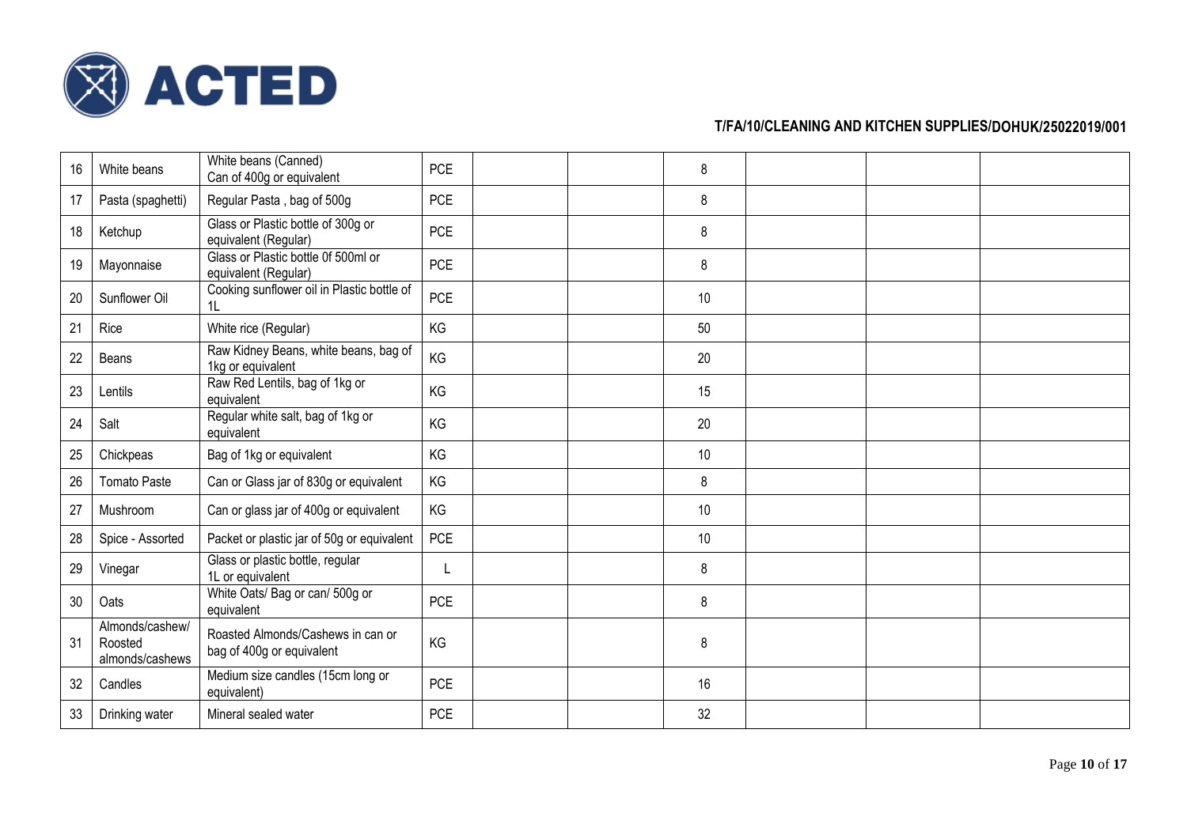| 16 | White beans | White beans (Canned) Can of 400g or equivalent | PCE | | | 8 | | | |
|---|---|---|---|---|---|---|---|---|---|
| 17 | Pasta (spaghetti) | Regular Pasta , bag of 500g | PCE | | | 8 | | | |
| 18 | Ketchup | Glass or Plastic bottle of 300g or equivalent (Regular) | PCE | | | 8 | | | |
| 19 | Mayonnaise | Glass or Plastic bottle 0f 500ml or equivalent (Regular) | PCE | | | 8 | | | |
| 20 | Sunflower Oil | Cooking sunflower oil in Plastic bottle of 1L | PCE | | | 10 | | | |
| 21 | Rice | White rice (Regular) | KG | | | 50 | | | |
| 22 | Beans | Raw Kidney Beans, white beans, bag of 1kg or equivalent | KG | | | 20 | | | |
| 23 | Lentils | Raw Red Lentils, bag of 1kg or equivalent | KG | | | 15 | | | |
| 24 | Salt | Regular white salt, bag of 1kg or equivalent | KG | | | 20 | | | |
| 25 | Chickpeas | Bag of 1kg or equivalent | KG | | | 10 | | | |
| 26 | Tomato Paste | Can or Glass jar of 830g or equivalent | KG | | | 8 | | | |
| 27 | Mushroom | Can or glass jar of 400g or equivalent | KG | | | 10 | | | |
| 28 | Spice - Assorted | Packet or plastic jar of 50g or equivalent | PCE | | | 10 | | | |
| 29 | Vinegar | Glass or plastic bottle, regular 1L or equivalent | L | | | 8 | | | |
| 30 | Oats | White Oats/ Bag or can/ 500g or equivalent | PCE | | | 8 | | | |
| 31 | Almonds/cashew/ Roosted almonds/cashews | Roasted Almonds/Cashews in can or bag of 400g or equivalent | KG | | | 8 | | | |
| 32 | Candles | Medium size candles (15cm long or equivalent) | PCE | | | 16 | | | |
| 33 | Drinking water | Mineral sealed water | PCE | | | 32 | | | |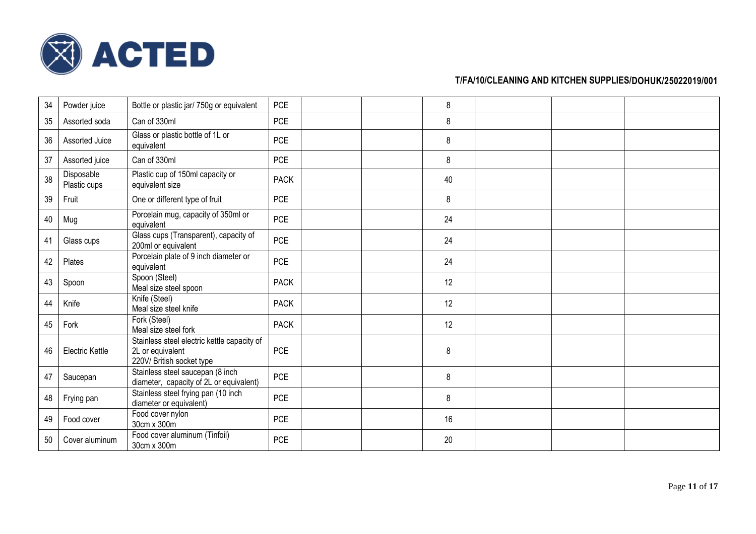| | | | | | | | | | |
|---|---|---|---|---|---|---|---|---|---|
| 34 | Powder juice | Bottle or plastic jar/ 750g or equivalent | PCE | | | 8 | | | |
| 35 | Assorted soda | Can of 330ml | PCE | | | 8 | | | |
| 36 | Assorted Juice | Glass or plastic bottle of 1L or equivalent | PCE | | | 8 | | | |
| 37 | Assorted juice | Can of 330ml | PCE | | | 8 | | | |
| 38 | Disposable Plastic cups | Plastic cup of 150ml capacity or equivalent size | PACK | | | 40 | | | |
| 39 | Fruit | One or different type of fruit | PCE | | | 8 | | | |
| 40 | Mug | Porcelain mug, capacity of 350ml or equivalent | PCE | | | 24 | | | |
| 41 | Glass cups | Glass cups (Transparent), capacity of 200ml or equivalent | PCE | | | 24 | | | |
| 42 | Plates | Porcelain plate of 9 inch diameter or equivalent | PCE | | | 24 | | | |
| 43 | Spoon | Spoon (Steel) Meal size steel spoon | PACK | | | 12 | | | |
| 44 | Knife | Knife (Steel) Meal size steel knife | PACK | | | 12 | | | |
| 45 | Fork | Fork (Steel) Meal size steel fork | PACK | | | 12 | | | |
| 46 | Electric Kettle | Stainless steel electric kettle capacity of 2L or equivalent 220V/ British socket type | PCE | | | 8 | | | |
| 47 | Saucepan | Stainless steel saucepan (8 inch diameter, capacity of 2L or equivalent) | PCE | | | 8 | | | |
| 48 | Frying pan | Stainless steel frying pan (10 inch diameter or equivalent) | PCE | | | 8 | | | |
| 49 | Food cover | Food cover nylon 30cm x 300m | PCE | | | 16 | | | |
| 50 | Cover aluminum | Food cover aluminum (Tinfoil) 30cm x 300m | PCE | | | 20 | | | |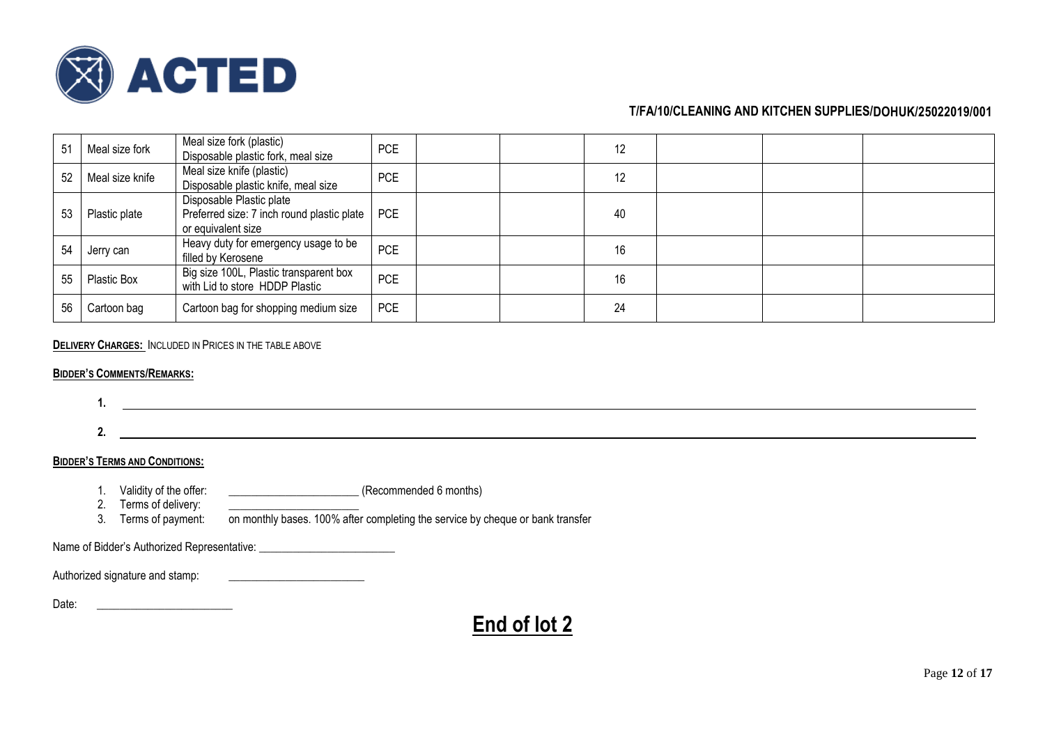**T/FA/10/CLEANING AND KITCHEN SUPPLIES/DOHUK/25022019/001**

| | | | | | | | | | |
|---|---|---|---|---|---|---|---|---|---|
| 51 | Meal size fork | Meal size fork (plastic) Disposable plastic fork, meal size | PCE | | | 12 | | | |
| 52 | Meal size knife | Meal size knife (plastic) Disposable plastic knife, meal size | PCE | | | 12 | | | |
| 53 | Plastic plate | Disposable Plastic plate Preferred size: 7 inch round plastic plate or equivalent size | PCE | | | 40 | | | |
| 54 | Jerry can | Heavy duty for emergency usage to be filled by Kerosene | PCE | | | 16 | | | |
| 55 | Plastic Box | Big size 100L, Plastic transparent box with Lid to store HDDP Plastic | PCE | | | 16 | | | |
| 56 | Cartoon bag | Cartoon bag for shopping medium size | PCE | | | 24 | | | |

**DELIVERY CHARGES:** INCLUDED IN PRICES IN THE TABLE ABOVE

**BIDDER'S COMMENTS/REMARKS:**

1. ______________________________
2. ______________________________

**BIDDER'S TERMS AND CONDITIONS:**

1. Validity of the offer: ______________________ (Recommended 6 months)
2. Terms of delivery: ______________________
3. Terms of payment: on monthly bases. 100% after completing the service by cheque or bank transfer

Name of Bidder's Authorized Representative: ______________________

Authorized signature and stamp: ______________________

Date: ______________________

# End of lot 2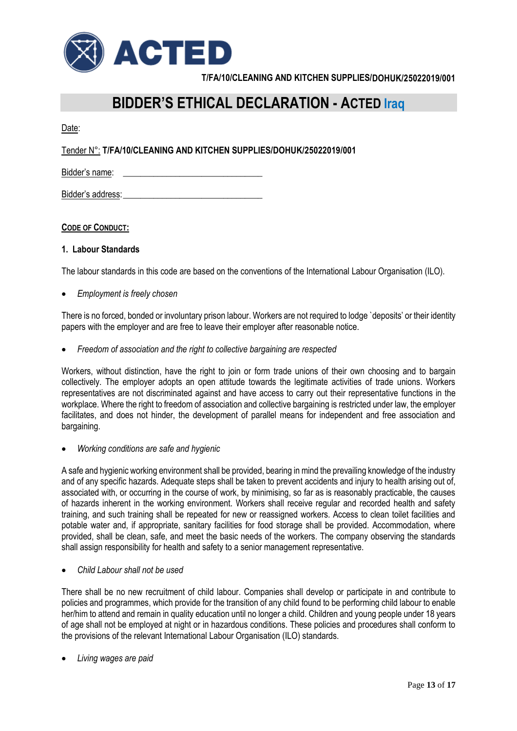T/FA/10/CLEANING AND KITCHEN SUPPLIES/DOHUK/25022019/001

# BIDDER'S ETHICAL DECLARATION - ACTED Iraq

Date:

Tender N°: **T/FA/10/CLEANING AND KITCHEN SUPPLIES/DOHUK/25022019/001**

Bidder's name: \_\_\_\_\_\_\_\_\_\_\_\_\_\_\_\_\_\_\_\_\_\_\_\_\_\_\_\_\_\_\_\_

Bidder's address: \_\_\_\_\_\_\_\_\_\_\_\_\_\_\_\_\_\_\_\_\_\_\_\_\_\_\_\_\_\_\_\_

## CODE OF CONDUCT:

### 1. Labour Standards

The labour standards in this code are based on the conventions of the International Labour Organisation (ILO).

- *Employment is freely chosen*

There is no forced, bonded or involuntary prison labour. Workers are not required to lodge `deposits' or their identity papers with the employer and are free to leave their employer after reasonable notice.

- *Freedom of association and the right to collective bargaining are respected*

Workers, without distinction, have the right to join or form trade unions of their own choosing and to bargain collectively. The employer adopts an open attitude towards the legitimate activities of trade unions. Workers representatives are not discriminated against and have access to carry out their representative functions in the workplace. Where the right to freedom of association and collective bargaining is restricted under law, the employer facilitates, and does not hinder, the development of parallel means for independent and free association and bargaining.

- *Working conditions are safe and hygienic*

A safe and hygienic working environment shall be provided, bearing in mind the prevailing knowledge of the industry and of any specific hazards. Adequate steps shall be taken to prevent accidents and injury to health arising out of, associated with, or occurring in the course of work, by minimising, so far as is reasonably practicable, the causes of hazards inherent in the working environment. Workers shall receive regular and recorded health and safety training, and such training shall be repeated for new or reassigned workers. Access to clean toilet facilities and potable water and, if appropriate, sanitary facilities for food storage shall be provided. Accommodation, where provided, shall be clean, safe, and meet the basic needs of the workers. The company observing the standards shall assign responsibility for health and safety to a senior management representative.

- *Child Labour shall not be used*

There shall be no new recruitment of child labour. Companies shall develop or participate in and contribute to policies and programmes, which provide for the transition of any child found to be performing child labour to enable her/him to attend and remain in quality education until no longer a child. Children and young people under 18 years of age shall not be employed at night or in hazardous conditions. These policies and procedures shall conform to the provisions of the relevant International Labour Organisation (ILO) standards.

- *Living wages are paid*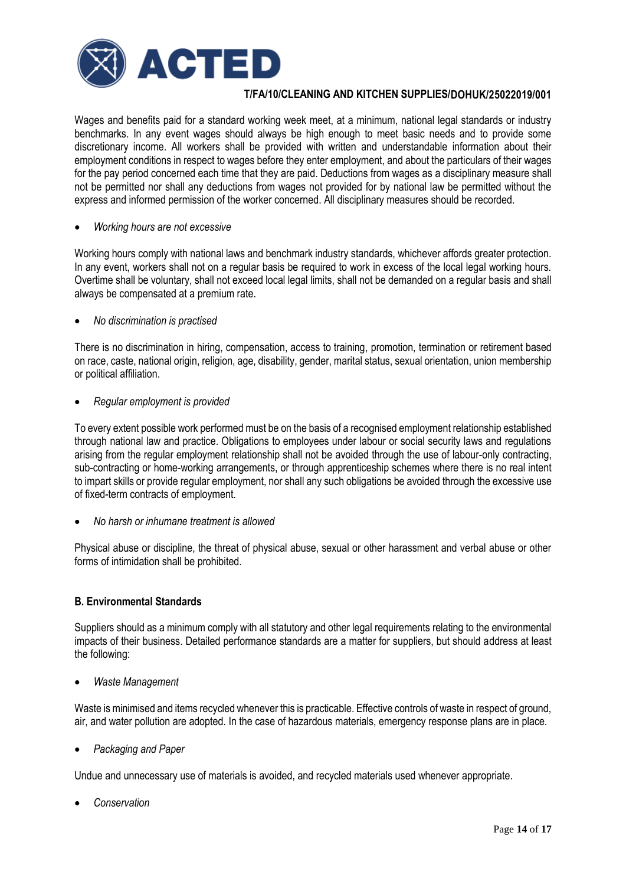Wages and benefits paid for a standard working week meet, at a minimum, national legal standards or industry benchmarks. In any event wages should always be high enough to meet basic needs and to provide some discretionary income. All workers shall be provided with written and understandable information about their employment conditions in respect to wages before they enter employment, and about the particulars of their wages for the pay period concerned each time that they are paid. Deductions from wages as a disciplinary measure shall not be permitted nor shall any deductions from wages not provided for by national law be permitted without the express and informed permission of the worker concerned. All disciplinary measures should be recorded.

- *Working hours are not excessive*

Working hours comply with national laws and benchmark industry standards, whichever affords greater protection. In any event, workers shall not on a regular basis be required to work in excess of the local legal working hours. Overtime shall be voluntary, shall not exceed local legal limits, shall not be demanded on a regular basis and shall always be compensated at a premium rate.

- *No discrimination is practised*

There is no discrimination in hiring, compensation, access to training, promotion, termination or retirement based on race, caste, national origin, religion, age, disability, gender, marital status, sexual orientation, union membership or political affiliation.

- *Regular employment is provided*

To every extent possible work performed must be on the basis of a recognised employment relationship established through national law and practice. Obligations to employees under labour or social security laws and regulations arising from the regular employment relationship shall not be avoided through the use of labour-only contracting, sub-contracting or home-working arrangements, or through apprenticeship schemes where there is no real intent to impart skills or provide regular employment, nor shall any such obligations be avoided through the excessive use of fixed-term contracts of employment.

- *No harsh or inhumane treatment is allowed*

Physical abuse or discipline, the threat of physical abuse, sexual or other harassment and verbal abuse or other forms of intimidation shall be prohibited.

**B. Environmental Standards**

Suppliers should as a minimum comply with all statutory and other legal requirements relating to the environmental impacts of their business. Detailed performance standards are a matter for suppliers, but should address at least the following:

- *Waste Management*

Waste is minimised and items recycled whenever this is practicable. Effective controls of waste in respect of ground, air, and water pollution are adopted. In the case of hazardous materials, emergency response plans are in place.

- *Packaging and Paper*

Undue and unnecessary use of materials is avoided, and recycled materials used whenever appropriate.

- *Conservation*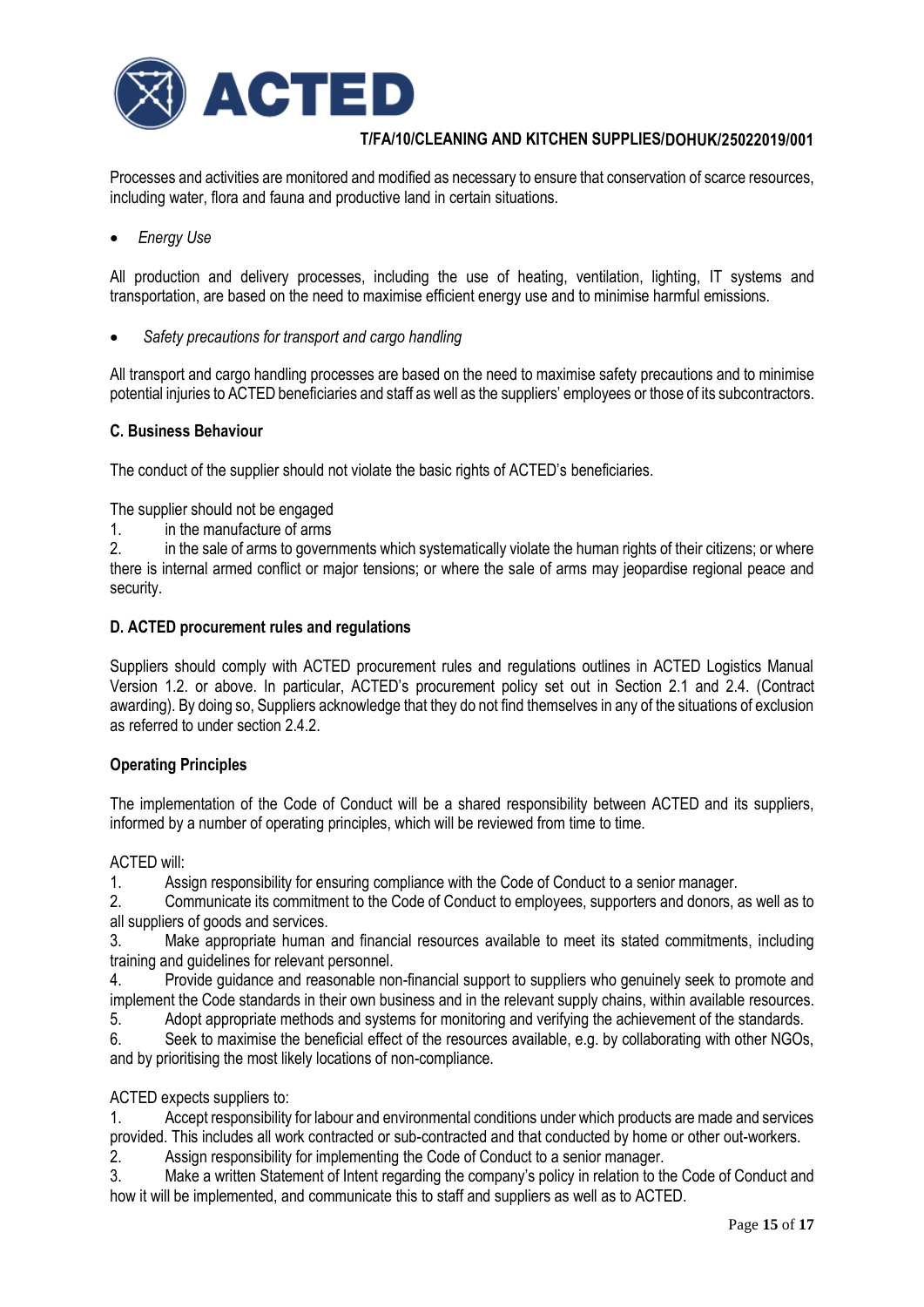Processes and activities are monitored and modified as necessary to ensure that conservation of scarce resources, including water, flora and fauna and productive land in certain situations.

- *Energy Use*

All production and delivery processes, including the use of heating, ventilation, lighting, IT systems and transportation, are based on the need to maximise efficient energy use and to minimise harmful emissions.

- *Safety precautions for transport and cargo handling*

All transport and cargo handling processes are based on the need to maximise safety precautions and to minimise potential injuries to ACTED beneficiaries and staff as well as the suppliers' employees or those of its subcontractors.

**C. Business Behaviour**

The conduct of the supplier should not violate the basic rights of ACTED's beneficiaries.

The supplier should not be engaged

1. in the manufacture of arms
2. in the sale of arms to governments which systematically violate the human rights of their citizens; or where there is internal armed conflict or major tensions; or where the sale of arms may jeopardise regional peace and security.

**D. ACTED procurement rules and regulations**

Suppliers should comply with ACTED procurement rules and regulations outlines in ACTED Logistics Manual Version 1.2. or above. In particular, ACTED's procurement policy set out in Section 2.1 and 2.4. (Contract awarding). By doing so, Suppliers acknowledge that they do not find themselves in any of the situations of exclusion as referred to under section 2.4.2.

**Operating Principles**

The implementation of the Code of Conduct will be a shared responsibility between ACTED and its suppliers, informed by a number of operating principles, which will be reviewed from time to time.

ACTED will:

1. Assign responsibility for ensuring compliance with the Code of Conduct to a senior manager.
2. Communicate its commitment to the Code of Conduct to employees, supporters and donors, as well as to all suppliers of goods and services.
3. Make appropriate human and financial resources available to meet its stated commitments, including training and guidelines for relevant personnel.
4. Provide guidance and reasonable non-financial support to suppliers who genuinely seek to promote and implement the Code standards in their own business and in the relevant supply chains, within available resources.
5. Adopt appropriate methods and systems for monitoring and verifying the achievement of the standards.
6. Seek to maximise the beneficial effect of the resources available, e.g. by collaborating with other NGOs, and by prioritising the most likely locations of non-compliance.

ACTED expects suppliers to:

1. Accept responsibility for labour and environmental conditions under which products are made and services provided. This includes all work contracted or sub-contracted and that conducted by home or other out-workers.
2. Assign responsibility for implementing the Code of Conduct to a senior manager.
3. Make a written Statement of Intent regarding the company's policy in relation to the Code of Conduct and how it will be implemented, and communicate this to staff and suppliers as well as to ACTED.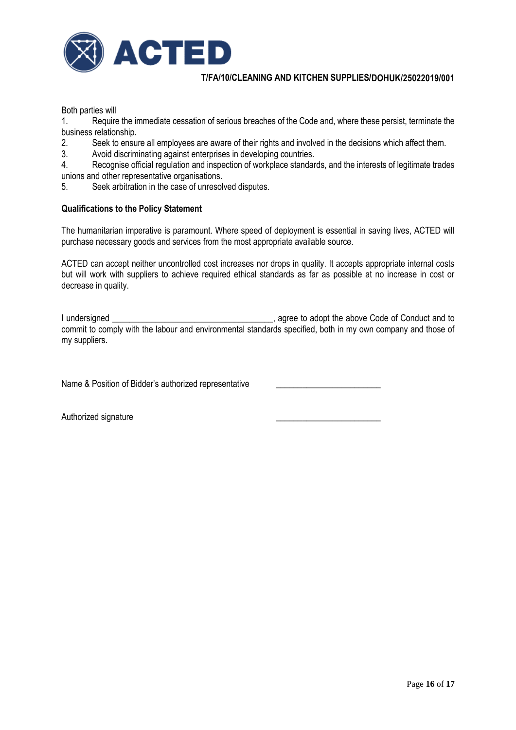Both parties will

1. Require the immediate cessation of serious breaches of the Code and, where these persist, terminate the business relationship.
2. Seek to ensure all employees are aware of their rights and involved in the decisions which affect them.
3. Avoid discriminating against enterprises in developing countries.
4. Recognise official regulation and inspection of workplace standards, and the interests of legitimate trades unions and other representative organisations.
5. Seek arbitration in the case of unresolved disputes.

**Qualifications to the Policy Statement**

The humanitarian imperative is paramount. Where speed of deployment is essential in saving lives, ACTED will purchase necessary goods and services from the most appropriate available source.

ACTED can accept neither uncontrolled cost increases nor drops in quality. It accepts appropriate internal costs but will work with suppliers to achieve required ethical standards as far as possible at no increase in cost or decrease in quality.

I undersigned ____________________________________, agree to adopt the above Code of Conduct and to commit to comply with the labour and environmental standards specified, both in my own company and those of my suppliers.

Name & Position of Bidder's authorized representative ________________________

Authorized signature ________________________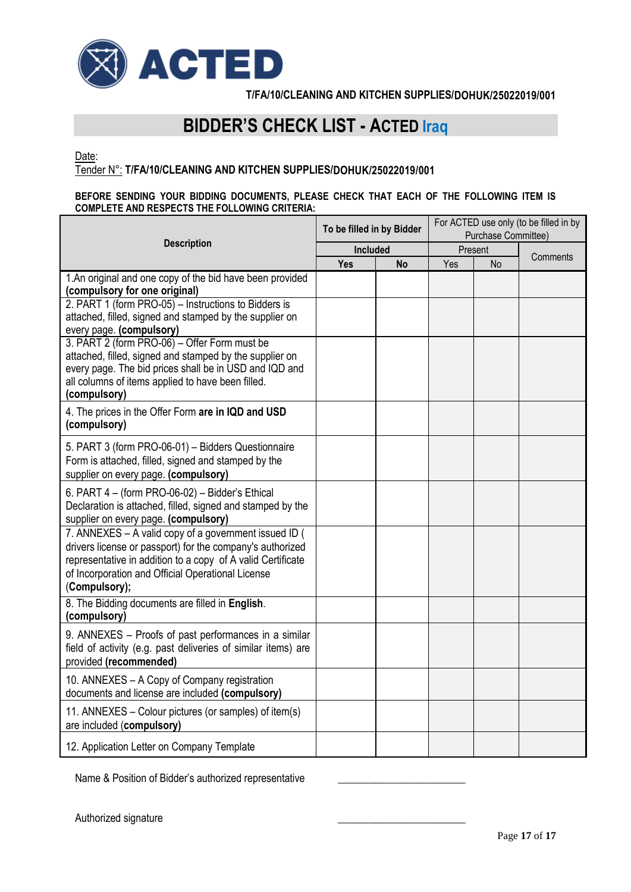**ACTED**

T/FA/10/CLEANING AND KITCHEN SUPPLIES/DOHUK/25022019/001

# BIDDER'S CHECK LIST - ACTED Iraq

Date:

Tender N°: **T/FA/10/CLEANING AND KITCHEN SUPPLIES/DOHUK/25022019/001**

**BEFORE SENDING YOUR BIDDING DOCUMENTS, PLEASE CHECK THAT EACH OF THE FOLLOWING ITEM IS COMPLETE AND RESPECTS THE FOLLOWING CRITERIA:**

| Description | To be filled in by Bidder | | For ACTED use only (to be filled in by Purchase Committee) | | |
|---|---|---|---|---|---|
| | Included | | Present | | Comments |
| | Yes | No | Yes | No | |
| 1.An original and one copy of the bid have been provided **(compulsory for one original)** | | | | | |
| 2. PART 1 (form PRO-05) – Instructions to Bidders is attached, filled, signed and stamped by the supplier on every page. **(compulsory)** | | | | | |
| 3. PART 2 (form PRO-06) – Offer Form must be attached, filled, signed and stamped by the supplier on every page. The bid prices shall be in USD and IQD and all columns of items applied to have been filled. **(compulsory)** | | | | | |
| 4. The prices in the Offer Form **are in IQD and USD (compulsory)** | | | | | |
| 5. PART 3 (form PRO-06-01) – Bidders Questionnaire Form is attached, filled, signed and stamped by the supplier on every page. **(compulsory)** | | | | | |
| 6. PART 4 – (form PRO-06-02) – Bidder's Ethical Declaration is attached, filled, signed and stamped by the supplier on every page. **(compulsory)** | | | | | |
| 7. ANNEXES – A valid copy of a government issued ID ( drivers license or passport) for the company's authorized representative in addition to a copy of A valid Certificate of Incorporation and Official Operational License (**Compulsory);** | | | | | |
| 8. The Bidding documents are filled in **English**. **(compulsory)** | | | | | |
| 9. ANNEXES – Proofs of past performances in a similar field of activity (e.g. past deliveries of similar items) are provided **(recommended)** | | | | | |
| 10. ANNEXES – A Copy of Company registration documents and license are included **(compulsory)** | | | | | |
| 11. ANNEXES – Colour pictures (or samples) of item(s) are included (**compulsory)** | | | | | |
| 12. Application Letter on Company Template | | | | | |

Name & Position of Bidder's authorized representative \_\_\_\_\_\_\_\_\_\_\_\_\_\_\_\_\_\_\_\_\_\_\_\_

Authorized signature \_\_\_\_\_\_\_\_\_\_\_\_\_\_\_\_\_\_\_\_\_\_\_\_